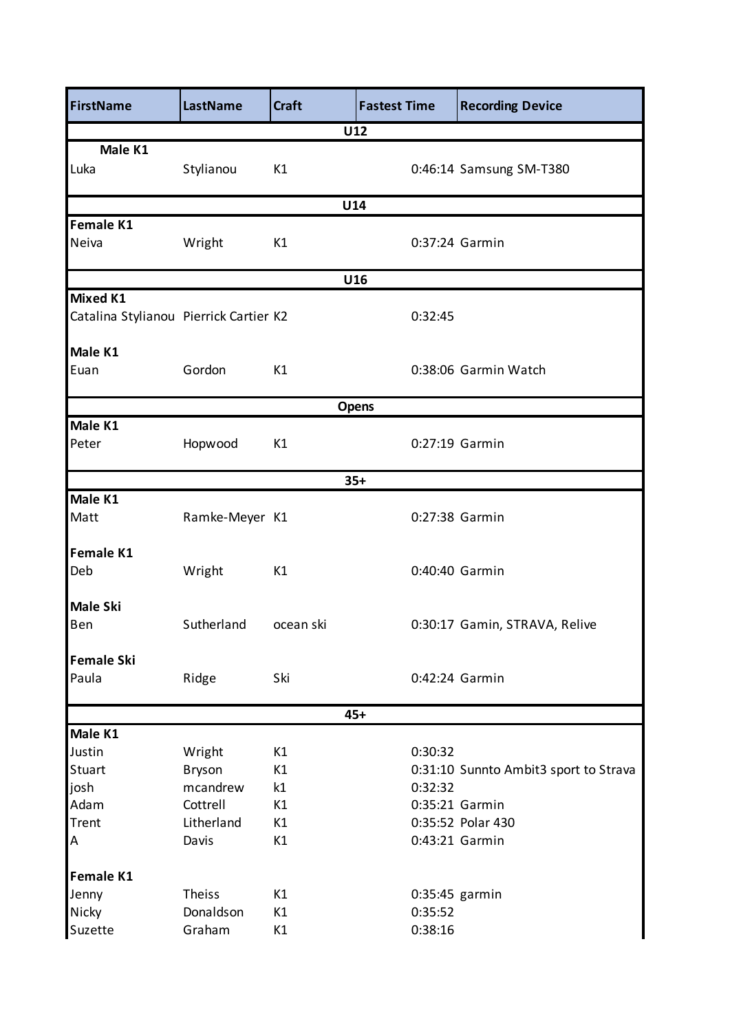| FirstName | LastName | Craft | Fastest Time | Recording Device |
|---|---|---|---|---|
| | | U12 | | |
| **Male K1** | | | | |
| Luka | Stylianou | K1 | 0:46:14 | Samsung SM-T380 |
| | | U14 | | |
| **Female K1** | | | | |
| Neiva | Wright | K1 | 0:37:24 | Garmin |
| | | U16 | | |
| **Mixed K1** | | | | |
| Catalina Stylianou | Pierrick Cartier | K2 | 0:32:45 | |
| **Male K1** | | | | |
| Euan | Gordon | K1 | 0:38:06 | Garmin Watch |
| | | Opens | | |
| **Male K1** | | | | |
| Peter | Hopwood | K1 | 0:27:19 | Garmin |
| | | 35+ | | |
| **Male K1** | | | | |
| Matt | Ramke-Meyer | K1 | 0:27:38 | Garmin |
| **Female K1** | | | | |
| Deb | Wright | K1 | 0:40:40 | Garmin |
| **Male Ski** | | | | |
| Ben | Sutherland | ocean ski | 0:30:17 | Gamin, STRAVA, Relive |
| **Female Ski** | | | | |
| Paula | Ridge | Ski | 0:42:24 | Garmin |
| | | 45+ | | |
| **Male K1** | | | | |
| Justin | Wright | K1 | 0:30:32 | |
| Stuart | Bryson | K1 | 0:31:10 | Sunnto Ambit3 sport to Strava |
| josh | mcandrew | k1 | 0:32:32 | |
| Adam | Cottrell | K1 | 0:35:21 | Garmin |
| Trent | Litherland | K1 | 0:35:52 | Polar 430 |
| A | Davis | K1 | 0:43:21 | Garmin |
| **Female K1** | | | | |
| Jenny | Theiss | K1 | 0:35:45 | garmin |
| Nicky | Donaldson | K1 | 0:35:52 | |
| Suzette | Graham | K1 | 0:38:16 | |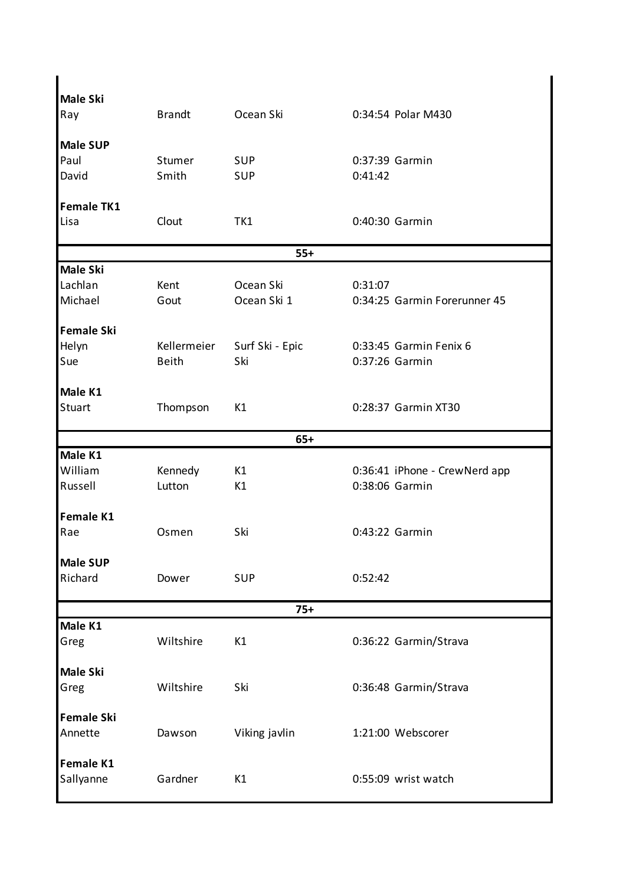| | | | | |
|---|---|---|---|---|
| **Male Ski** | | | | |
| Ray | Brandt | Ocean Ski | 0:34:54 | Polar M430 |
| | | | | |
| **Male SUP** | | | | |
| Paul | Stumer | SUP | 0:37:39 | Garmin |
| David | Smith | SUP | 0:41:42 | |
| | | | | |
| **Female TK1** | | | | |
| Lisa | Clout | TK1 | 0:40:30 | Garmin |
| | | **55+** | | |
| **Male Ski** | | | | |
| Lachlan | Kent | Ocean Ski | 0:31:07 | |
| Michael | Gout | Ocean Ski 1 | 0:34:25 | Garmin Forerunner 45 |
| | | | | |
| **Female Ski** | | | | |
| Helyn | Kellermeier | Surf Ski - Epic | 0:33:45 | Garmin Fenix 6 |
| Sue | Beith | Ski | 0:37:26 | Garmin |
| | | | | |
| **Male K1** | | | | |
| Stuart | Thompson | K1 | 0:28:37 | Garmin XT30 |
| | | **65+** | | |
| **Male K1** | | | | |
| William | Kennedy | K1 | 0:36:41 | iPhone - CrewNerd app |
| Russell | Lutton | K1 | 0:38:06 | Garmin |
| | | | | |
| **Female K1** | | | | |
| Rae | Osmen | Ski | 0:43:22 | Garmin |
| | | | | |
| **Male SUP** | | | | |
| Richard | Dower | SUP | 0:52:42 | |
| | | **75+** | | |
| **Male K1** | | | | |
| Greg | Wiltshire | K1 | 0:36:22 | Garmin/Strava |
| | | | | |
| **Male Ski** | | | | |
| Greg | Wiltshire | Ski | 0:36:48 | Garmin/Strava |
| | | | | |
| **Female Ski** | | | | |
| Annette | Dawson | Viking javlin | 1:21:00 | Webscorer |
| | | | | |
| **Female K1** | | | | |
| Sallyanne | Gardner | K1 | 0:55:09 | wrist watch |